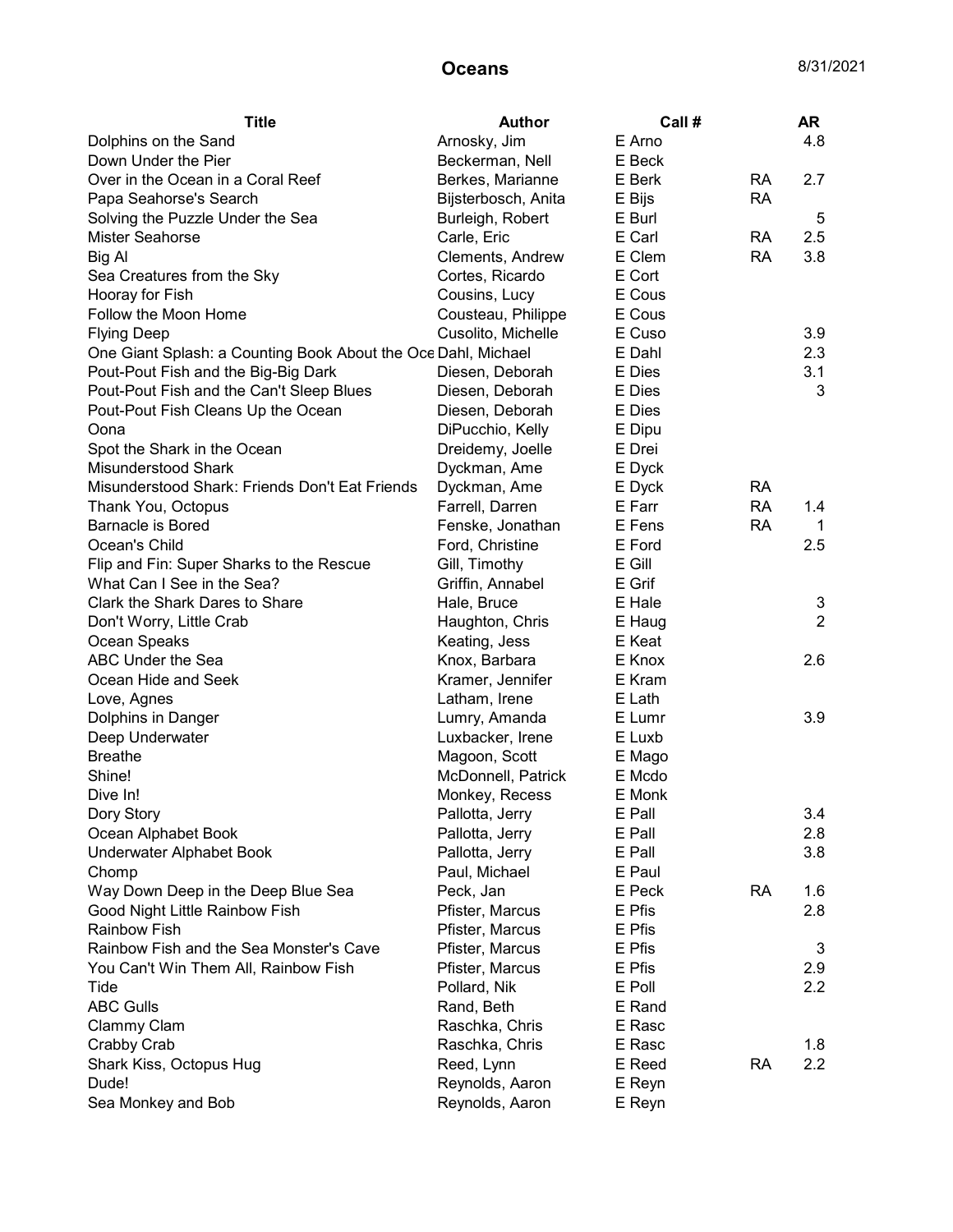# Oceans

8/31/2021

| Title | Author | Call # | | AR |
|---|---|---|---|---|
| Dolphins on the Sand | Arnosky, Jim | E Arno | | 4.8 |
| Down Under the Pier | Beckerman, Nell | E Beck | | |
| Over in the Ocean in a Coral Reef | Berkes, Marianne | E Berk | RA | 2.7 |
| Papa Seahorse's Search | Bijsterbosch, Anita | E Bijs | RA | |
| Solving the Puzzle Under the Sea | Burleigh, Robert | E Burl | | 5 |
| Mister Seahorse | Carle, Eric | E Carl | RA | 2.5 |
| Big Al | Clements, Andrew | E Clem | RA | 3.8 |
| Sea Creatures from the Sky | Cortes, Ricardo | E Cort | | |
| Hooray for Fish | Cousins, Lucy | E Cous | | |
| Follow the Moon Home | Cousteau, Philippe | E Cous | | |
| Flying Deep | Cusolito, Michelle | E Cuso | | 3.9 |
| One Giant Splash: a Counting Book About the Oce | Dahl, Michael | E Dahl | | 2.3 |
| Pout-Pout Fish and the Big-Big Dark | Diesen, Deborah | E Dies | | 3.1 |
| Pout-Pout Fish and the Can't Sleep Blues | Diesen, Deborah | E Dies | | 3 |
| Pout-Pout Fish Cleans Up the Ocean | Diesen, Deborah | E Dies | | |
| Oona | DiPucchio, Kelly | E Dipu | | |
| Spot the Shark in the Ocean | Dreidemy, Joelle | E Drei | | |
| Misunderstood Shark | Dyckman, Ame | E Dyck | | |
| Misunderstood Shark: Friends Don't Eat Friends | Dyckman, Ame | E Dyck | RA | |
| Thank You, Octopus | Farrell, Darren | E Farr | RA | 1.4 |
| Barnacle is Bored | Fenske, Jonathan | E Fens | RA | 1 |
| Ocean's Child | Ford, Christine | E Ford | | 2.5 |
| Flip and Fin: Super Sharks to the Rescue | Gill, Timothy | E Gill | | |
| What Can I See in the Sea? | Griffin, Annabel | E Grif | | |
| Clark the Shark Dares to Share | Hale, Bruce | E Hale | | 3 |
| Don't Worry, Little Crab | Haughton, Chris | E Haug | | 2 |
| Ocean Speaks | Keating, Jess | E Keat | | |
| ABC Under the Sea | Knox, Barbara | E Knox | | 2.6 |
| Ocean Hide and Seek | Kramer, Jennifer | E Kram | | |
| Love, Agnes | Latham, Irene | E Lath | | |
| Dolphins in Danger | Lumry, Amanda | E Lumr | | 3.9 |
| Deep Underwater | Luxbacker, Irene | E Luxb | | |
| Breathe | Magoon, Scott | E Mago | | |
| Shine! | McDonnell, Patrick | E Mcdo | | |
| Dive In! | Monkey, Recess | E Monk | | |
| Dory Story | Pallotta, Jerry | E Pall | | 3.4 |
| Ocean Alphabet Book | Pallotta, Jerry | E Pall | | 2.8 |
| Underwater Alphabet Book | Pallotta, Jerry | E Pall | | 3.8 |
| Chomp | Paul, Michael | E Paul | | |
| Way Down Deep in the Deep Blue Sea | Peck, Jan | E Peck | RA | 1.6 |
| Good Night Little Rainbow Fish | Pfister, Marcus | E Pfis | | 2.8 |
| Rainbow Fish | Pfister, Marcus | E Pfis | | |
| Rainbow Fish and the Sea Monster's Cave | Pfister, Marcus | E Pfis | | 3 |
| You Can't Win Them All, Rainbow Fish | Pfister, Marcus | E Pfis | | 2.9 |
| Tide | Pollard, Nik | E Poll | | 2.2 |
| ABC Gulls | Rand, Beth | E Rand | | |
| Clammy Clam | Raschka, Chris | E Rasc | | |
| Crabby Crab | Raschka, Chris | E Rasc | | 1.8 |
| Shark Kiss, Octopus Hug | Reed, Lynn | E Reed | RA | 2.2 |
| Dude! | Reynolds, Aaron | E Reyn | | |
| Sea Monkey and Bob | Reynolds, Aaron | E Reyn | | |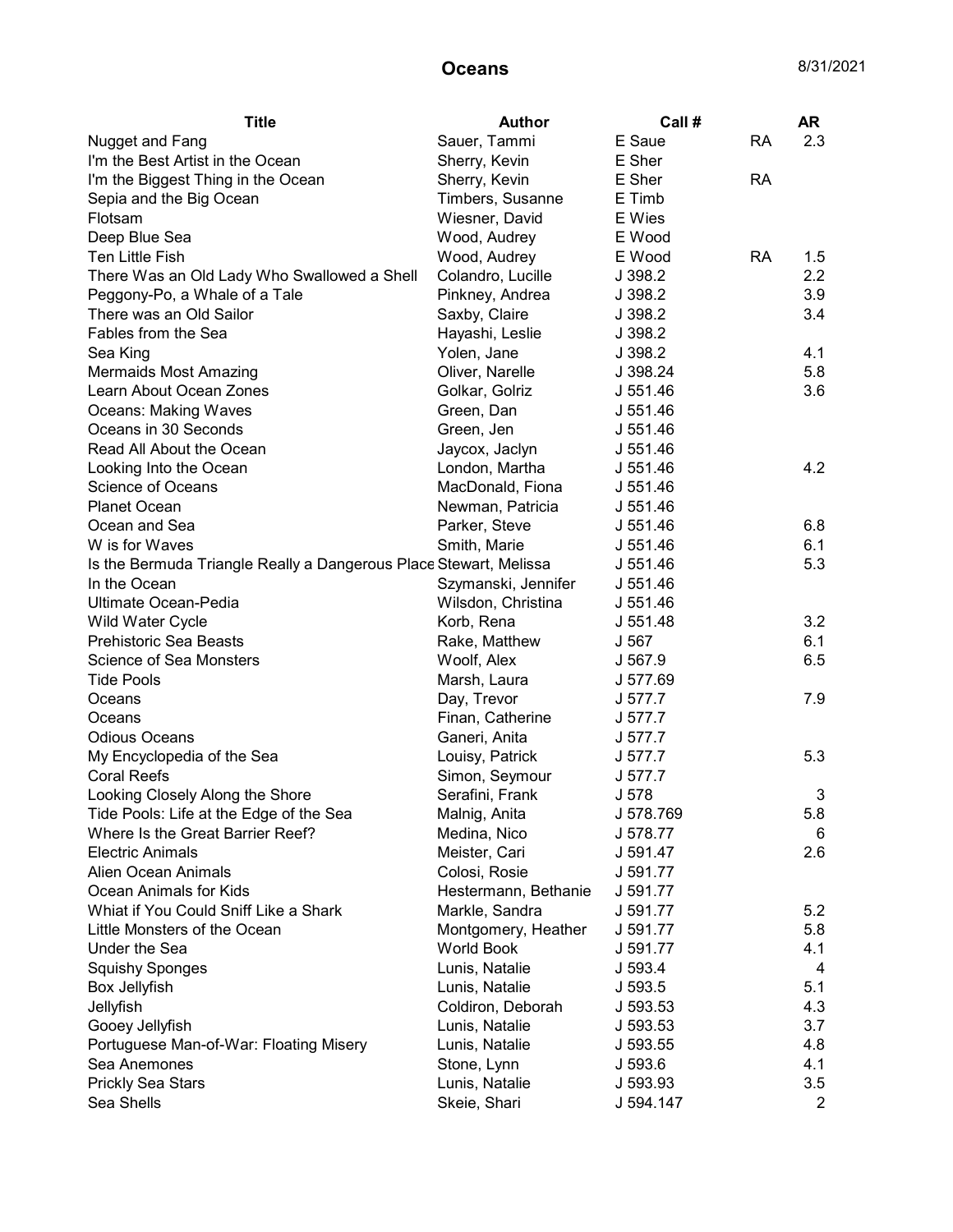# Oceans

8/31/2021

| Title | Author | Call # | | AR |
|---|---|---|---|---|
| Nugget and Fang | Sauer, Tammi | E Saue | RA | 2.3 |
| I'm the Best Artist in the Ocean | Sherry, Kevin | E Sher | | |
| I'm the Biggest Thing in the Ocean | Sherry, Kevin | E Sher | RA | |
| Sepia and the Big Ocean | Timbers, Susanne | E Timb | | |
| Flotsam | Wiesner, David | E Wies | | |
| Deep Blue Sea | Wood, Audrey | E Wood | | |
| Ten Little Fish | Wood, Audrey | E Wood | RA | 1.5 |
| There Was an Old Lady Who Swallowed a Shell | Colandro, Lucille | J 398.2 | | 2.2 |
| Peggony-Po, a Whale of a Tale | Pinkney, Andrea | J 398.2 | | 3.9 |
| There was an Old Sailor | Saxby, Claire | J 398.2 | | 3.4 |
| Fables from the Sea | Hayashi, Leslie | J 398.2 | | |
| Sea King | Yolen, Jane | J 398.2 | | 4.1 |
| Mermaids Most Amazing | Oliver, Narelle | J 398.24 | | 5.8 |
| Learn About Ocean Zones | Golkar, Golriz | J 551.46 | | 3.6 |
| Oceans: Making Waves | Green, Dan | J 551.46 | | |
| Oceans in 30 Seconds | Green, Jen | J 551.46 | | |
| Read All About the Ocean | Jaycox, Jaclyn | J 551.46 | | |
| Looking Into the Ocean | London, Martha | J 551.46 | | 4.2 |
| Science of Oceans | MacDonald, Fiona | J 551.46 | | |
| Planet Ocean | Newman, Patricia | J 551.46 | | |
| Ocean and Sea | Parker, Steve | J 551.46 | | 6.8 |
| W is for Waves | Smith, Marie | J 551.46 | | 6.1 |
| Is the Bermuda Triangle Really a Dangerous Place | Stewart, Melissa | J 551.46 | | 5.3 |
| In the Ocean | Szymanski, Jennifer | J 551.46 | | |
| Ultimate Ocean-Pedia | Wilsdon, Christina | J 551.46 | | |
| Wild Water Cycle | Korb, Rena | J 551.48 | | 3.2 |
| Prehistoric Sea Beasts | Rake, Matthew | J 567 | | 6.1 |
| Science of Sea Monsters | Woolf, Alex | J 567.9 | | 6.5 |
| Tide Pools | Marsh, Laura | J 577.69 | | |
| Oceans | Day, Trevor | J 577.7 | | 7.9 |
| Oceans | Finan, Catherine | J 577.7 | | |
| Odious Oceans | Ganeri, Anita | J 577.7 | | |
| My Encyclopedia of the Sea | Louisy, Patrick | J 577.7 | | 5.3 |
| Coral Reefs | Simon, Seymour | J 577.7 | | |
| Looking Closely Along the Shore | Serafini, Frank | J 578 | | 3 |
| Tide Pools: Life at the Edge of the Sea | Malnig, Anita | J 578.769 | | 5.8 |
| Where Is the Great Barrier Reef? | Medina, Nico | J 578.77 | | 6 |
| Electric Animals | Meister, Cari | J 591.47 | | 2.6 |
| Alien Ocean Animals | Colosi, Rosie | J 591.77 | | |
| Ocean Animals for Kids | Hestermann, Bethanie | J 591.77 | | |
| Whiat if You Could Sniff Like a Shark | Markle, Sandra | J 591.77 | | 5.2 |
| Little Monsters of the Ocean | Montgomery, Heather | J 591.77 | | 5.8 |
| Under the Sea | World Book | J 591.77 | | 4.1 |
| Squishy Sponges | Lunis, Natalie | J 593.4 | | 4 |
| Box Jellyfish | Lunis, Natalie | J 593.5 | | 5.1 |
| Jellyfish | Coldiron, Deborah | J 593.53 | | 4.3 |
| Gooey Jellyfish | Lunis, Natalie | J 593.53 | | 3.7 |
| Portuguese Man-of-War: Floating Misery | Lunis, Natalie | J 593.55 | | 4.8 |
| Sea Anemones | Stone, Lynn | J 593.6 | | 4.1 |
| Prickly Sea Stars | Lunis, Natalie | J 593.93 | | 3.5 |
| Sea Shells | Skeie, Shari | J 594.147 | | 2 |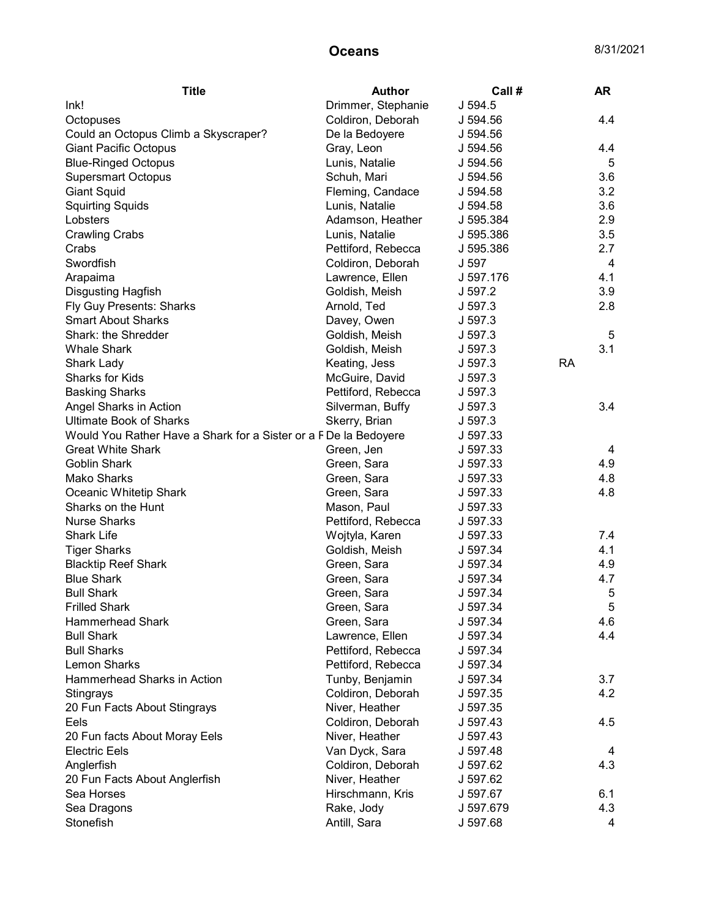# Oceans

8/31/2021

| Title | Author | Call # | | AR |
|---|---|---|---|---|
| Ink! | Drimmer, Stephanie | J 594.5 | | |
| Octopuses | Coldiron, Deborah | J 594.56 | | 4.4 |
| Could an Octopus Climb a Skyscraper? | De la Bedoyere | J 594.56 | | |
| Giant Pacific Octopus | Gray, Leon | J 594.56 | | 4.4 |
| Blue-Ringed Octopus | Lunis, Natalie | J 594.56 | | 5 |
| Supersmart Octopus | Schuh, Mari | J 594.56 | | 3.6 |
| Giant Squid | Fleming, Candace | J 594.58 | | 3.2 |
| Squirting Squids | Lunis, Natalie | J 594.58 | | 3.6 |
| Lobsters | Adamson, Heather | J 595.384 | | 2.9 |
| Crawling Crabs | Lunis, Natalie | J 595.386 | | 3.5 |
| Crabs | Pettiford, Rebecca | J 595.386 | | 2.7 |
| Swordfish | Coldiron, Deborah | J 597 | | 4 |
| Arapaima | Lawrence, Ellen | J 597.176 | | 4.1 |
| Disgusting Hagfish | Goldish, Meish | J 597.2 | | 3.9 |
| Fly Guy Presents: Sharks | Arnold, Ted | J 597.3 | | 2.8 |
| Smart About Sharks | Davey, Owen | J 597.3 | | |
| Shark: the Shredder | Goldish, Meish | J 597.3 | | 5 |
| Whale Shark | Goldish, Meish | J 597.3 | | 3.1 |
| Shark Lady | Keating, Jess | J 597.3 | RA | |
| Sharks for Kids | McGuire, David | J 597.3 | | |
| Basking Sharks | Pettiford, Rebecca | J 597.3 | | |
| Angel Sharks in Action | Silverman, Buffy | J 597.3 | | 3.4 |
| Ultimate Book of Sharks | Skerry, Brian | J 597.3 | | |
| Would You Rather Have a Shark for a Sister or a F | De la Bedoyere | J 597.33 | | |
| Great White Shark | Green, Jen | J 597.33 | | 4 |
| Goblin Shark | Green, Sara | J 597.33 | | 4.9 |
| Mako Sharks | Green, Sara | J 597.33 | | 4.8 |
| Oceanic Whitetip Shark | Green, Sara | J 597.33 | | 4.8 |
| Sharks on the Hunt | Mason, Paul | J 597.33 | | |
| Nurse Sharks | Pettiford, Rebecca | J 597.33 | | |
| Shark Life | Wojtyla, Karen | J 597.33 | | 7.4 |
| Tiger Sharks | Goldish, Meish | J 597.34 | | 4.1 |
| Blacktip Reef Shark | Green, Sara | J 597.34 | | 4.9 |
| Blue Shark | Green, Sara | J 597.34 | | 4.7 |
| Bull Shark | Green, Sara | J 597.34 | | 5 |
| Frilled Shark | Green, Sara | J 597.34 | | 5 |
| Hammerhead Shark | Green, Sara | J 597.34 | | 4.6 |
| Bull Shark | Lawrence, Ellen | J 597.34 | | 4.4 |
| Bull Sharks | Pettiford, Rebecca | J 597.34 | | |
| Lemon Sharks | Pettiford, Rebecca | J 597.34 | | |
| Hammerhead Sharks in Action | Tunby, Benjamin | J 597.34 | | 3.7 |
| Stingrays | Coldiron, Deborah | J 597.35 | | 4.2 |
| 20 Fun Facts About Stingrays | Niver, Heather | J 597.35 | | |
| Eels | Coldiron, Deborah | J 597.43 | | 4.5 |
| 20 Fun facts About Moray Eels | Niver, Heather | J 597.43 | | |
| Electric Eels | Van Dyck, Sara | J 597.48 | | 4 |
| Anglerfish | Coldiron, Deborah | J 597.62 | | 4.3 |
| 20 Fun Facts About Anglerfish | Niver, Heather | J 597.62 | | |
| Sea Horses | Hirschmann, Kris | J 597.67 | | 6.1 |
| Sea Dragons | Rake, Jody | J 597.679 | | 4.3 |
| Stonefish | Antill, Sara | J 597.68 | | 4 |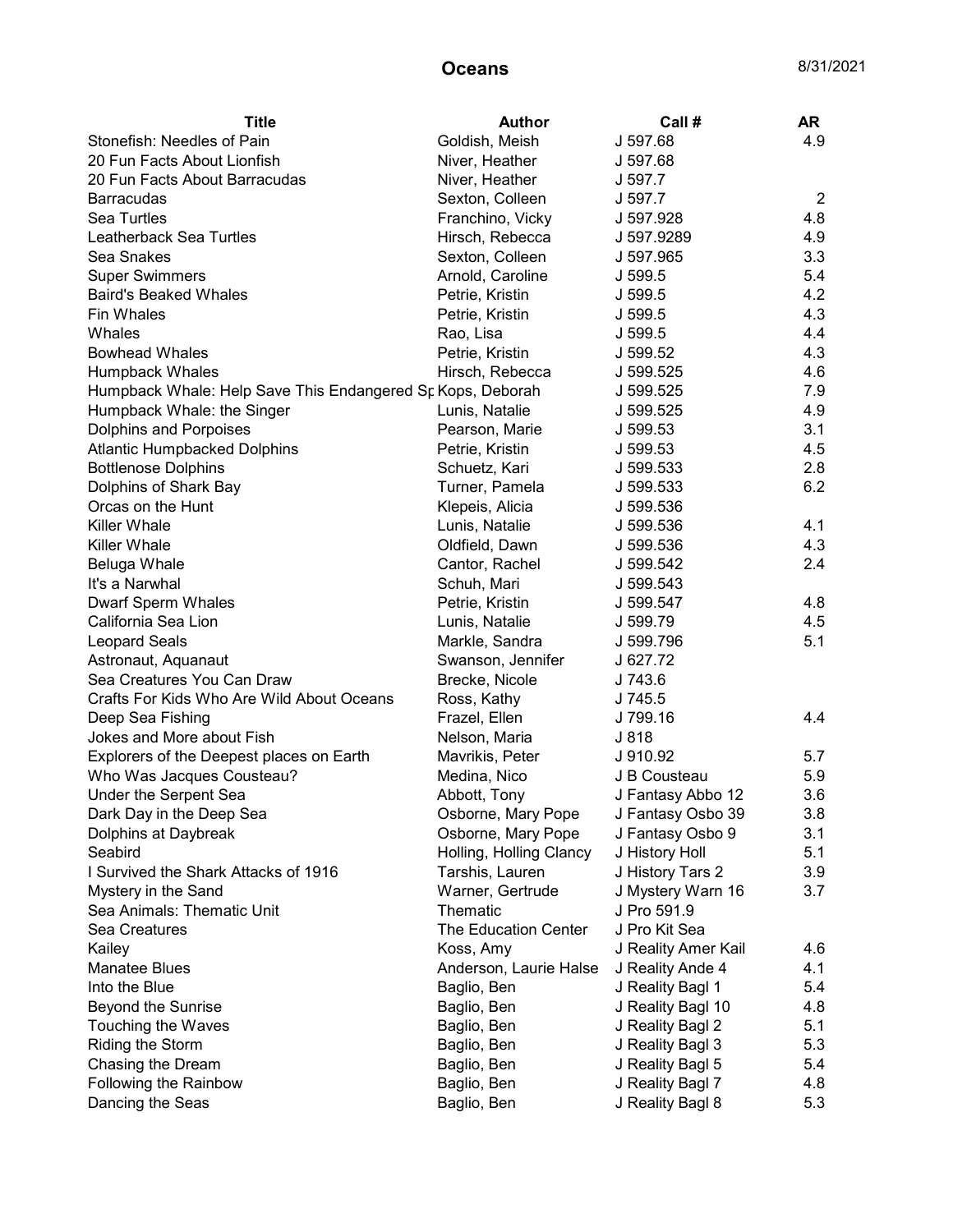# Oceans

8/31/2021

| Title | Author | Call # | AR |
|---|---|---|---|
| Stonefish: Needles of Pain | Goldish, Meish | J 597.68 | 4.9 |
| 20 Fun Facts About Lionfish | Niver, Heather | J 597.68 | |
| 20 Fun Facts About Barracudas | Niver, Heather | J 597.7 | |
| Barracudas | Sexton, Colleen | J 597.7 | 2 |
| Sea Turtles | Franchino, Vicky | J 597.928 | 4.8 |
| Leatherback Sea Turtles | Hirsch, Rebecca | J 597.9289 | 4.9 |
| Sea Snakes | Sexton, Colleen | J 597.965 | 3.3 |
| Super Swimmers | Arnold, Caroline | J 599.5 | 5.4 |
| Baird's Beaked Whales | Petrie, Kristin | J 599.5 | 4.2 |
| Fin Whales | Petrie, Kristin | J 599.5 | 4.3 |
| Whales | Rao, Lisa | J 599.5 | 4.4 |
| Bowhead Whales | Petrie, Kristin | J 599.52 | 4.3 |
| Humpback Whales | Hirsch, Rebecca | J 599.525 | 4.6 |
| Humpback Whale: Help Save This Endangered Sp | Kops, Deborah | J 599.525 | 7.9 |
| Humpback Whale: the Singer | Lunis, Natalie | J 599.525 | 4.9 |
| Dolphins and Porpoises | Pearson, Marie | J 599.53 | 3.1 |
| Atlantic Humpbacked Dolphins | Petrie, Kristin | J 599.53 | 4.5 |
| Bottlenose Dolphins | Schuetz, Kari | J 599.533 | 2.8 |
| Dolphins of Shark Bay | Turner, Pamela | J 599.533 | 6.2 |
| Orcas on the Hunt | Klepeis, Alicia | J 599.536 | |
| Killer Whale | Lunis, Natalie | J 599.536 | 4.1 |
| Killer Whale | Oldfield, Dawn | J 599.536 | 4.3 |
| Beluga Whale | Cantor, Rachel | J 599.542 | 2.4 |
| It's a Narwhal | Schuh, Mari | J 599.543 | |
| Dwarf Sperm Whales | Petrie, Kristin | J 599.547 | 4.8 |
| California Sea Lion | Lunis, Natalie | J 599.79 | 4.5 |
| Leopard Seals | Markle, Sandra | J 599.796 | 5.1 |
| Astronaut, Aquanaut | Swanson, Jennifer | J 627.72 | |
| Sea Creatures You Can Draw | Brecke, Nicole | J 743.6 | |
| Crafts For Kids Who Are Wild About Oceans | Ross, Kathy | J 745.5 | |
| Deep Sea Fishing | Frazel, Ellen | J 799.16 | 4.4 |
| Jokes and More about Fish | Nelson, Maria | J 818 | |
| Explorers of the Deepest places on Earth | Mavrikis, Peter | J 910.92 | 5.7 |
| Who Was Jacques Cousteau? | Medina, Nico | J B Cousteau | 5.9 |
| Under the Serpent Sea | Abbott, Tony | J Fantasy Abbo 12 | 3.6 |
| Dark Day in the Deep Sea | Osborne, Mary Pope | J Fantasy Osbo 39 | 3.8 |
| Dolphins at Daybreak | Osborne, Mary Pope | J Fantasy Osbo 9 | 3.1 |
| Seabird | Holling, Holling Clancy | J History Holl | 5.1 |
| I Survived the Shark Attacks of 1916 | Tarshis, Lauren | J History Tars 2 | 3.9 |
| Mystery in the Sand | Warner, Gertrude | J Mystery Warn 16 | 3.7 |
| Sea Animals: Thematic Unit | Thematic | J Pro 591.9 | |
| Sea Creatures | The Education Center | J Pro Kit Sea | |
| Kailey | Koss, Amy | J Reality Amer Kail | 4.6 |
| Manatee Blues | Anderson, Laurie Halse | J Reality Ande 4 | 4.1 |
| Into the Blue | Baglio, Ben | J Reality Bagl 1 | 5.4 |
| Beyond the Sunrise | Baglio, Ben | J Reality Bagl 10 | 4.8 |
| Touching the Waves | Baglio, Ben | J Reality Bagl 2 | 5.1 |
| Riding the Storm | Baglio, Ben | J Reality Bagl 3 | 5.3 |
| Chasing the Dream | Baglio, Ben | J Reality Bagl 5 | 5.4 |
| Following the Rainbow | Baglio, Ben | J Reality Bagl 7 | 4.8 |
| Dancing the Seas | Baglio, Ben | J Reality Bagl 8 | 5.3 |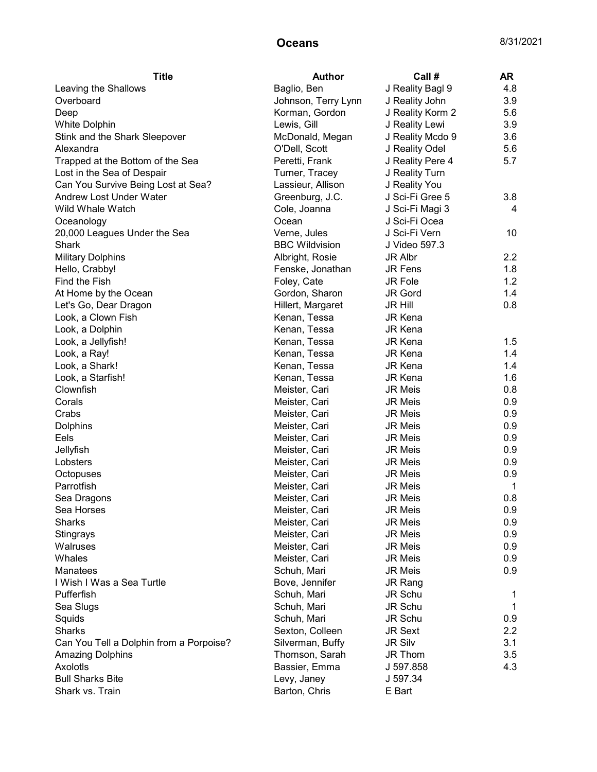# Oceans

8/31/2021

| Title | Author | Call # | AR |
| --- | --- | --- | --- |
| Leaving the Shallows | Baglio, Ben | J Reality Bagl 9 | 4.8 |
| Overboard | Johnson, Terry Lynn | J Reality John | 3.9 |
| Deep | Korman, Gordon | J Reality Korm 2 | 5.6 |
| White Dolphin | Lewis, Gill | J Reality Lewi | 3.9 |
| Stink and the Shark Sleepover | McDonald, Megan | J Reality Mcdo 9 | 3.6 |
| Alexandra | O'Dell, Scott | J Reality Odel | 5.6 |
| Trapped at the Bottom of the Sea | Peretti, Frank | J Reality Pere 4 | 5.7 |
| Lost in the Sea of Despair | Turner, Tracey | J Reality Turn | |
| Can You Survive Being Lost at Sea? | Lassieur, Allison | J Reality You | |
| Andrew Lost Under Water | Greenburg, J.C. | J Sci-Fi Gree 5 | 3.8 |
| Wild Whale Watch | Cole, Joanna | J Sci-Fi Magi 3 | 4 |
| Oceanology | Ocean | J Sci-Fi Ocea | |
| 20,000 Leagues Under the Sea | Verne, Jules | J Sci-Fi Vern | 10 |
| Shark | BBC Wildvision | J Video 597.3 | |
| Military Dolphins | Albright, Rosie | JR Albr | 2.2 |
| Hello, Crabby! | Fenske, Jonathan | JR Fens | 1.8 |
| Find the Fish | Foley, Cate | JR Fole | 1.2 |
| At Home by the Ocean | Gordon, Sharon | JR Gord | 1.4 |
| Let's Go, Dear Dragon | Hillert, Margaret | JR Hill | 0.8 |
| Look, a Clown Fish | Kenan, Tessa | JR Kena | |
| Look, a Dolphin | Kenan, Tessa | JR Kena | |
| Look, a Jellyfish! | Kenan, Tessa | JR Kena | 1.5 |
| Look, a Ray! | Kenan, Tessa | JR Kena | 1.4 |
| Look, a Shark! | Kenan, Tessa | JR Kena | 1.4 |
| Look, a Starfish! | Kenan, Tessa | JR Kena | 1.6 |
| Clownfish | Meister, Cari | JR Meis | 0.8 |
| Corals | Meister, Cari | JR Meis | 0.9 |
| Crabs | Meister, Cari | JR Meis | 0.9 |
| Dolphins | Meister, Cari | JR Meis | 0.9 |
| Eels | Meister, Cari | JR Meis | 0.9 |
| Jellyfish | Meister, Cari | JR Meis | 0.9 |
| Lobsters | Meister, Cari | JR Meis | 0.9 |
| Octopuses | Meister, Cari | JR Meis | 0.9 |
| Parrotfish | Meister, Cari | JR Meis | 1 |
| Sea Dragons | Meister, Cari | JR Meis | 0.8 |
| Sea Horses | Meister, Cari | JR Meis | 0.9 |
| Sharks | Meister, Cari | JR Meis | 0.9 |
| Stingrays | Meister, Cari | JR Meis | 0.9 |
| Walruses | Meister, Cari | JR Meis | 0.9 |
| Whales | Meister, Cari | JR Meis | 0.9 |
| Manatees | Schuh, Mari | JR Meis | 0.9 |
| I Wish I Was a Sea Turtle | Bove, Jennifer | JR Rang | |
| Pufferfish | Schuh, Mari | JR Schu | 1 |
| Sea Slugs | Schuh, Mari | JR Schu | 1 |
| Squids | Schuh, Mari | JR Schu | 0.9 |
| Sharks | Sexton, Colleen | JR Sext | 2.2 |
| Can You Tell a Dolphin from a Porpoise? | Silverman, Buffy | JR Silv | 3.1 |
| Amazing Dolphins | Thomson, Sarah | JR Thom | 3.5 |
| Axolotls | Bassier, Emma | J 597.858 | 4.3 |
| Bull Sharks Bite | Levy, Janey | J 597.34 | |
| Shark vs. Train | Barton, Chris | E Bart | |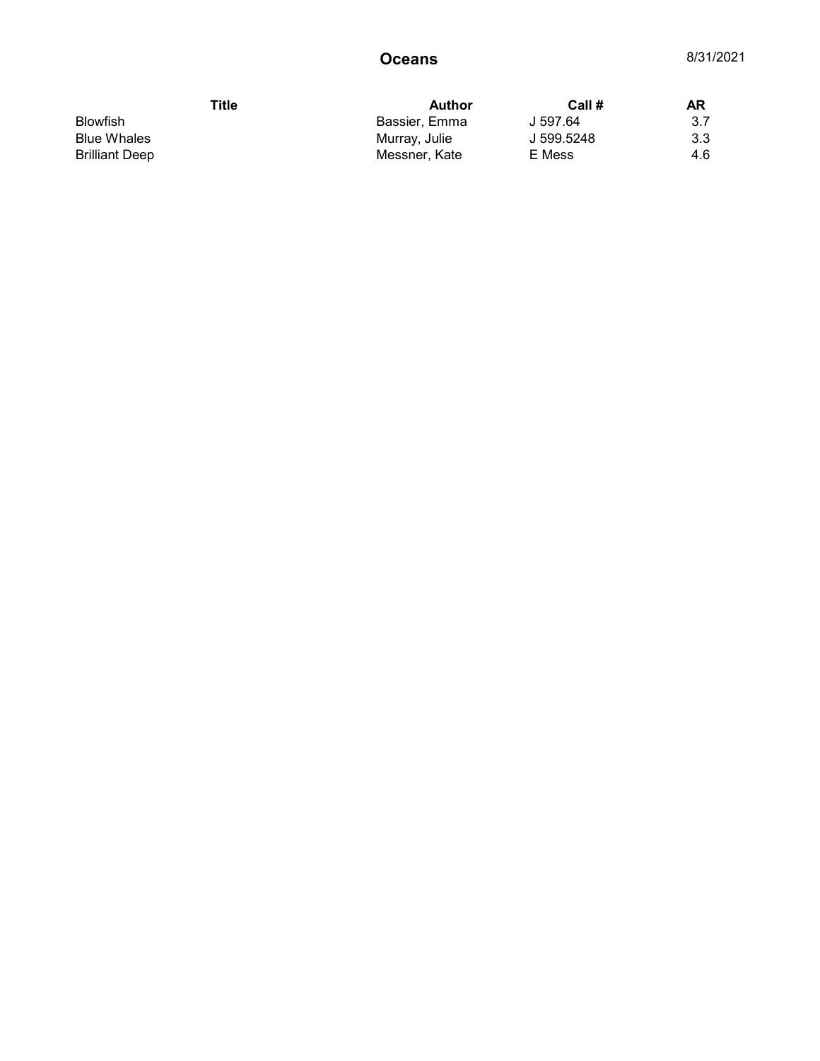# Oceans

8/31/2021

| Title | Author | Call # | AR |
| --- | --- | --- | --- |
| Blowfish | Bassier, Emma | J 597.64 | 3.7 |
| Blue Whales | Murray, Julie | J 599.5248 | 3.3 |
| Brilliant Deep | Messner, Kate | E Mess | 4.6 |